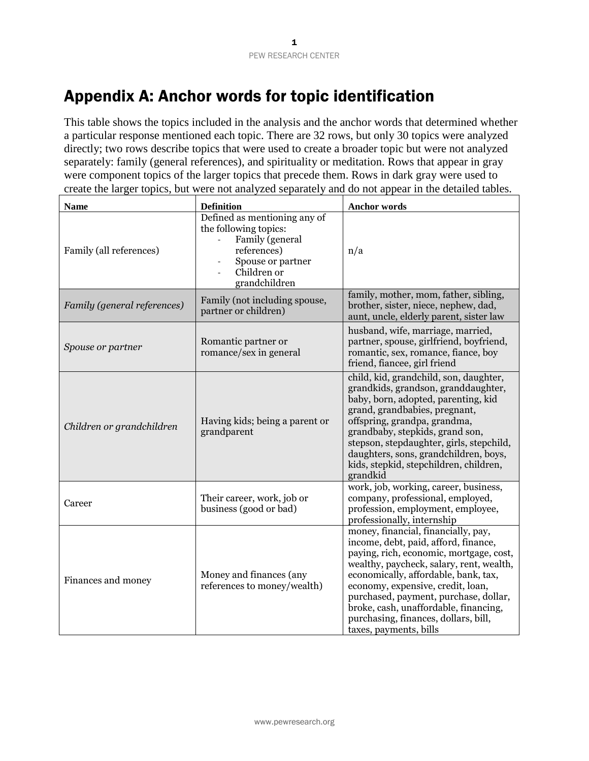# Appendix A: Anchor words for topic identification

This table shows the topics included in the analysis and the anchor words that determined whether a particular response mentioned each topic. There are 32 rows, but only 30 topics were analyzed directly; two rows describe topics that were used to create a broader topic but were not analyzed separately: family (general references), and spirituality or meditation. Rows that appear in gray were component topics of the larger topics that precede them. Rows in dark gray were used to create the larger topics, but were not analyzed separately and do not appear in the detailed tables.

| Name | Definition | Anchor words |
| --- | --- | --- |
| Family (all references) | Defined as mentioning any of the following topics: - Family (general references) - Spouse or partner - Children or grandchildren | n/a |
| *Family (general references)* | Family (not including spouse, partner or children) | family, mother, mom, father, sibling, brother, sister, niece, nephew, dad, aunt, uncle, elderly parent, sister law |
| *Spouse or partner* | Romantic partner or romance/sex in general | husband, wife, marriage, married, partner, spouse, girlfriend, boyfriend, romantic, sex, romance, fiance, boy friend, fiancee, girl friend |
| *Children or grandchildren* | Having kids; being a parent or grandparent | child, kid, grandchild, son, daughter, grandkids, grandson, granddaughter, baby, born, adopted, parenting, kid grand, grandbabies, pregnant, offspring, grandpa, grandma, grandbaby, stepkids, grand son, stepson, stepdaughter, girls, stepchild, daughters, sons, grandchildren, boys, kids, stepkid, stepchildren, children, grandkid |
| Career | Their career, work, job or business (good or bad) | work, job, working, career, business, company, professional, employed, profession, employment, employee, professionally, internship |
| Finances and money | Money and finances (any references to money/wealth) | money, financial, financially, pay, income, debt, paid, afford, finance, paying, rich, economic, mortgage, cost, wealthy, paycheck, salary, rent, wealth, economically, affordable, bank, tax, economy, expensive, credit, loan, purchased, payment, purchase, dollar, broke, cash, unaffordable, financing, purchasing, finances, dollars, bill, taxes, payments, bills |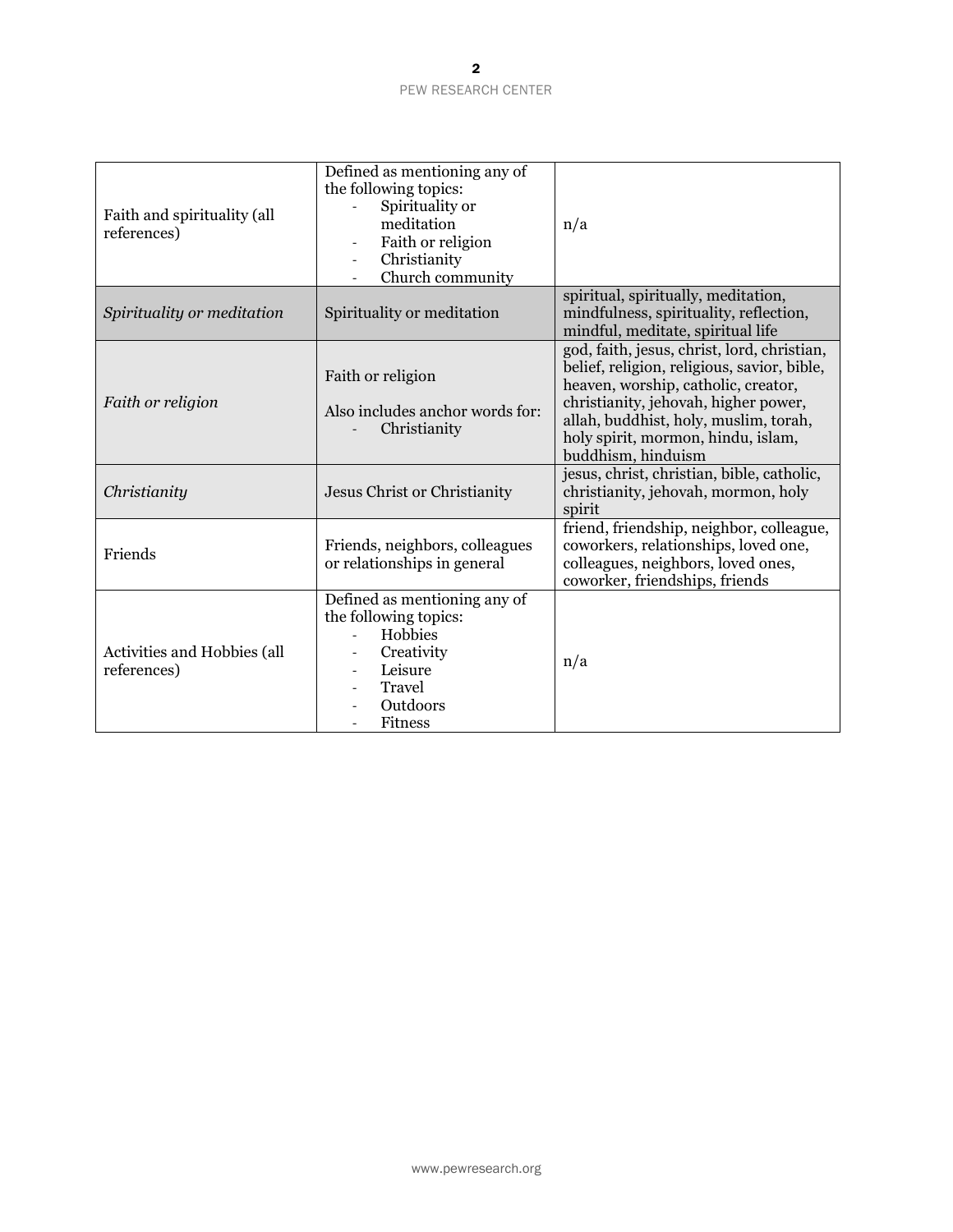| | | |
|---|---|---|
| Faith and spirituality (all references) | Defined as mentioning any of the following topics:<br>- Spirituality or meditation<br>- Faith or religion<br>- Christianity<br>- Church community | n/a |
| *Spirituality or meditation* | Spirituality or meditation | spiritual, spiritually, meditation, mindfulness, spirituality, reflection, mindful, meditate, spiritual life |
| *Faith or religion* | Faith or religion<br><br>Also includes anchor words for:<br>- Christianity | god, faith, jesus, christ, lord, christian, belief, religion, religious, savior, bible, heaven, worship, catholic, creator, christianity, jehovah, higher power, allah, buddhist, holy, muslim, torah, holy spirit, mormon, hindu, islam, buddhism, hinduism |
| *Christianity* | Jesus Christ or Christianity | jesus, christ, christian, bible, catholic, christianity, jehovah, mormon, holy spirit |
| Friends | Friends, neighbors, colleagues or relationships in general | friend, friendship, neighbor, colleague, coworkers, relationships, loved one, colleagues, neighbors, loved ones, coworker, friendships, friends |
| Activities and Hobbies (all references) | Defined as mentioning any of the following topics:<br>- Hobbies<br>- Creativity<br>- Leisure<br>- Travel<br>- Outdoors<br>- Fitness | n/a |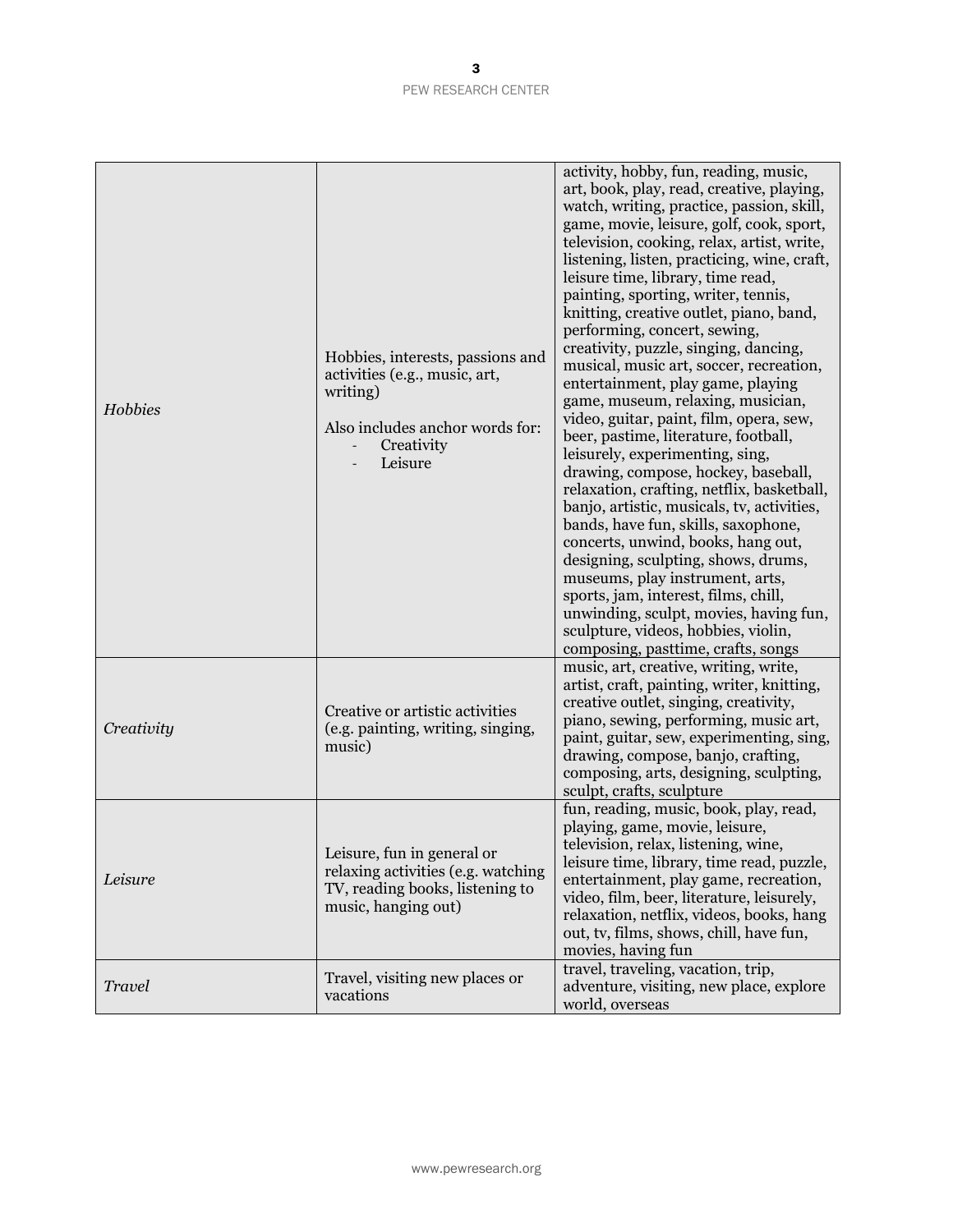| *Hobbies* | Hobbies, interests, passions and activities (e.g., music, art, writing)<br><br>Also includes anchor words for:<br>- Creativity<br>- Leisure | activity, hobby, fun, reading, music, art, book, play, read, creative, playing, watch, writing, practice, passion, skill, game, movie, leisure, golf, cook, sport, television, cooking, relax, artist, write, listening, listen, practicing, wine, craft, leisure time, library, time read, painting, sporting, writer, tennis, knitting, creative outlet, piano, band, performing, concert, sewing, creativity, puzzle, singing, dancing, musical, music art, soccer, recreation, entertainment, play game, playing game, museum, relaxing, musician, video, guitar, paint, film, opera, sew, beer, pastime, literature, football, leisurely, experimenting, sing, drawing, compose, hockey, baseball, relaxation, crafting, netflix, basketball, banjo, artistic, musicals, tv, activities, bands, have fun, skills, saxophone, concerts, unwind, books, hang out, designing, sculpting, shows, drums, museums, play instrument, arts, sports, jam, interest, films, chill, unwinding, sculpt, movies, having fun, sculpture, videos, hobbies, violin, composing, pasttime, crafts, songs |
|---|---|---|
| *Creativity* | Creative or artistic activities (e.g. painting, writing, singing, music) | music, art, creative, writing, write, artist, craft, painting, writer, knitting, creative outlet, singing, creativity, piano, sewing, performing, music art, paint, guitar, sew, experimenting, sing, drawing, compose, banjo, crafting, composing, arts, designing, sculpting, sculpt, crafts, sculpture |
| *Leisure* | Leisure, fun in general or relaxing activities (e.g. watching TV, reading books, listening to music, hanging out) | fun, reading, music, book, play, read, playing, game, movie, leisure, television, relax, listening, wine, leisure time, library, time read, puzzle, entertainment, play game, recreation, video, film, beer, literature, leisurely, relaxation, netflix, videos, books, hang out, tv, films, shows, chill, have fun, movies, having fun |
| *Travel* | Travel, visiting new places or vacations | travel, traveling, vacation, trip, adventure, visiting, new place, explore world, overseas |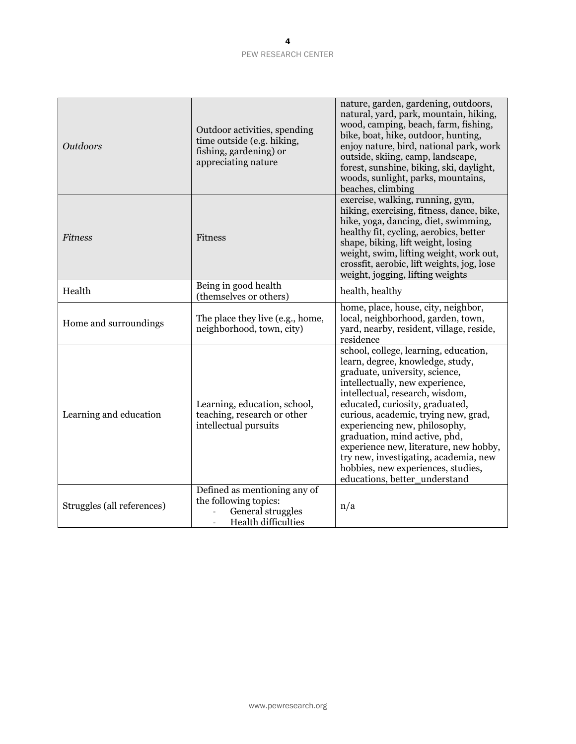| | | |
|---|---|---|
| *Outdoors* | Outdoor activities, spending time outside (e.g. hiking, fishing, gardening) or appreciating nature | nature, garden, gardening, outdoors, natural, yard, park, mountain, hiking, wood, camping, beach, farm, fishing, bike, boat, hike, outdoor, hunting, enjoy nature, bird, national park, work outside, skiing, camp, landscape, forest, sunshine, biking, ski, daylight, woods, sunlight, parks, mountains, beaches, climbing |
| *Fitness* | Fitness | exercise, walking, running, gym, hiking, exercising, fitness, dance, bike, hike, yoga, dancing, diet, swimming, healthy fit, cycling, aerobics, better shape, biking, lift weight, losing weight, swim, lifting weight, work out, crossfit, aerobic, lift weights, jog, lose weight, jogging, lifting weights |
| Health | Being in good health (themselves or others) | health, healthy |
| Home and surroundings | The place they live (e.g., home, neighborhood, town, city) | home, place, house, city, neighbor, local, neighborhood, garden, town, yard, nearby, resident, village, reside, residence |
| Learning and education | Learning, education, school, teaching, research or other intellectual pursuits | school, college, learning, education, learn, degree, knowledge, study, graduate, university, science, intellectually, new experience, intellectual, research, wisdom, educated, curiosity, graduated, curious, academic, trying new, grad, experiencing new, philosophy, graduation, mind active, phd, experience new, literature, new hobby, try new, investigating, academia, new hobbies, new experiences, studies, educations, better_understand |
| Struggles (all references) | Defined as mentioning any of the following topics: - General struggles - Health difficulties | n/a |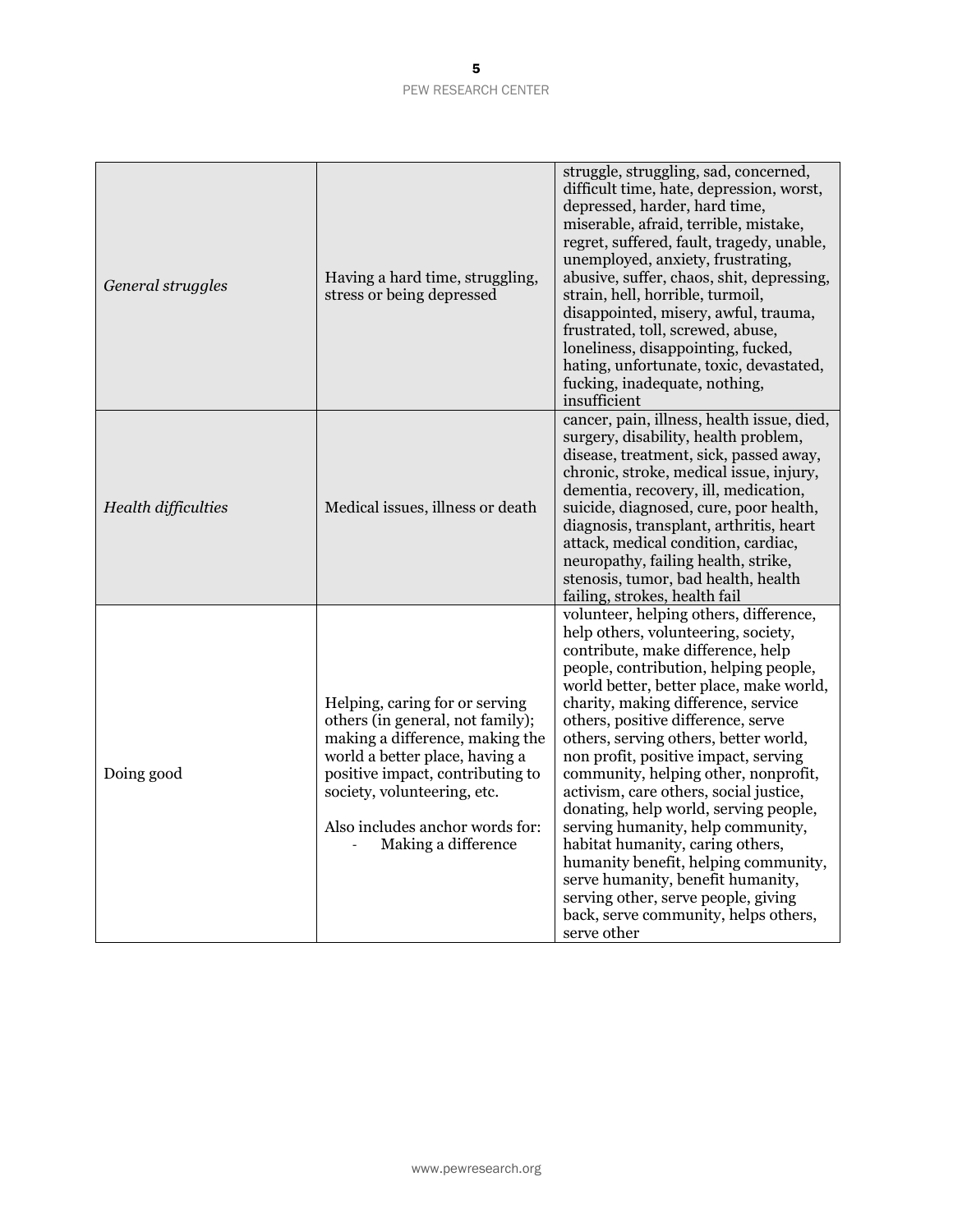| | | |
|---|---|---|
| *General struggles* | Having a hard time, struggling, stress or being depressed | struggle, struggling, sad, concerned, difficult time, hate, depression, worst, depressed, harder, hard time, miserable, afraid, terrible, mistake, regret, suffered, fault, tragedy, unable, unemployed, anxiety, frustrating, abusive, suffer, chaos, shit, depressing, strain, hell, horrible, turmoil, disappointed, misery, awful, trauma, frustrated, toll, screwed, abuse, loneliness, disappointing, fucked, hating, unfortunate, toxic, devastated, fucking, inadequate, nothing, insufficient |
| *Health difficulties* | Medical issues, illness or death | cancer, pain, illness, health issue, died, surgery, disability, health problem, disease, treatment, sick, passed away, chronic, stroke, medical issue, injury, dementia, recovery, ill, medication, suicide, diagnosed, cure, poor health, diagnosis, transplant, arthritis, heart attack, medical condition, cardiac, neuropathy, failing health, strike, stenosis, tumor, bad health, health failing, strokes, health fail |
| Doing good | Helping, caring for or serving others (in general, not family); making a difference, making the world a better place, having a positive impact, contributing to society, volunteering, etc.<br><br>Also includes anchor words for:<br>- Making a difference | volunteer, helping others, difference, help others, volunteering, society, contribute, make difference, help people, contribution, helping people, world better, better place, make world, charity, making difference, service others, positive difference, serve others, serving others, better world, non profit, positive impact, serving community, helping other, nonprofit, activism, care others, social justice, donating, help world, serving people, serving humanity, help community, habitat humanity, caring others, humanity benefit, helping community, serve humanity, benefit humanity, serving other, serve people, giving back, serve community, helps others, serve other |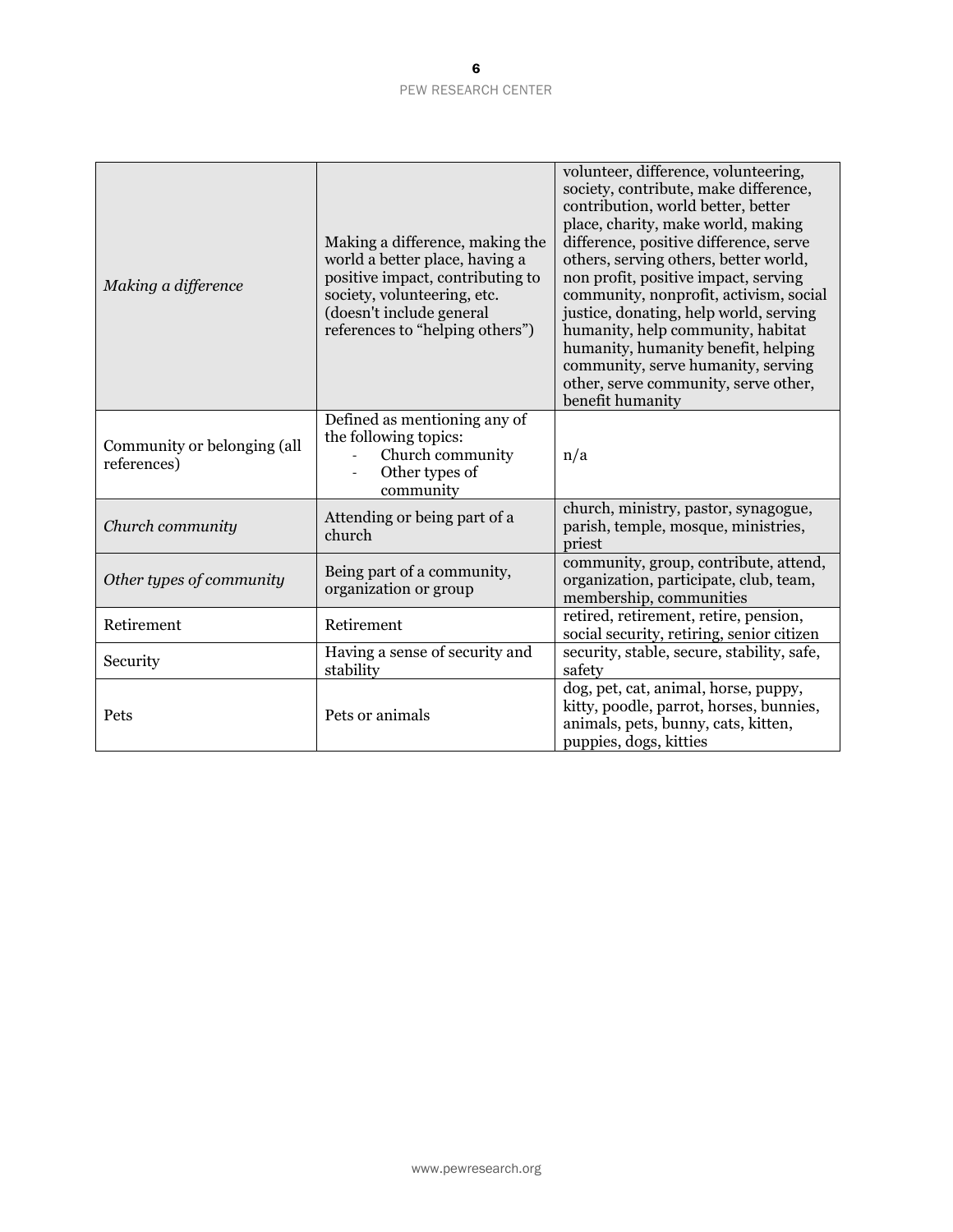| | | |
|---|---|---|
| *Making a difference* | Making a difference, making the world a better place, having a positive impact, contributing to society, volunteering, etc. (doesn't include general references to "helping others") | volunteer, difference, volunteering, society, contribute, make difference, contribution, world better, better place, charity, make world, making difference, positive difference, serve others, serving others, better world, non profit, positive impact, serving community, nonprofit, activism, social justice, donating, help world, serving humanity, help community, habitat humanity, humanity benefit, helping community, serve humanity, serving other, serve community, serve other, benefit humanity |
| Community or belonging (all references) | Defined as mentioning any of the following topics: - Church community - Other types of community | n/a |
| *Church community* | Attending or being part of a church | church, ministry, pastor, synagogue, parish, temple, mosque, ministries, priest |
| *Other types of community* | Being part of a community, organization or group | community, group, contribute, attend, organization, participate, club, team, membership, communities |
| Retirement | Retirement | retired, retirement, retire, pension, social security, retiring, senior citizen |
| Security | Having a sense of security and stability | security, stable, secure, stability, safe, safety |
| Pets | Pets or animals | dog, pet, cat, animal, horse, puppy, kitty, poodle, parrot, horses, bunnies, animals, pets, bunny, cats, kitten, puppies, dogs, kitties |